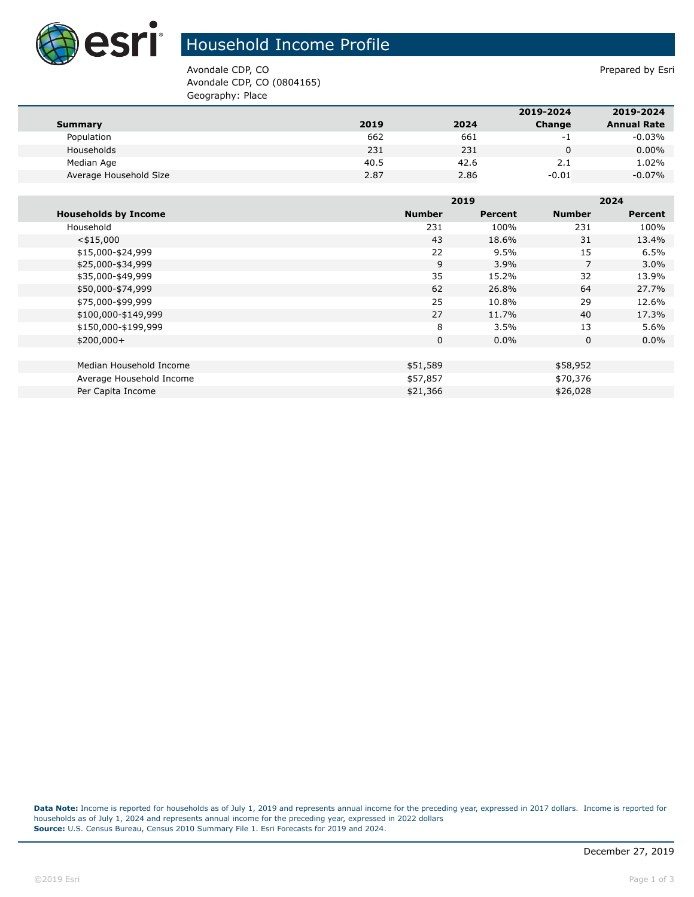# Household Income Profile

Avondale CDP, CO
Avondale CDP, CO (0804165)
Geography: Place

Prepared by Esri

| Summary | 2019 | 2024 | 2019-2024 Change | 2019-2024 Annual Rate |
|---|---|---|---|---|
| Population | 662 | 661 | -1 | -0.03% |
| Households | 231 | 231 | 0 | 0.00% |
| Median Age | 40.5 | 42.6 | 2.1 | 1.02% |
| Average Household Size | 2.87 | 2.86 | -0.01 | -0.07% |

| | 2019 | | 2024 | |
|---|---|---|---|---|
| Households by Income | Number | Percent | Number | Percent |
| Household | 231 | 100% | 231 | 100% |
| <$15,000 | 43 | 18.6% | 31 | 13.4% |
| $15,000-$24,999 | 22 | 9.5% | 15 | 6.5% |
| $25,000-$34,999 | 9 | 3.9% | 7 | 3.0% |
| $35,000-$49,999 | 35 | 15.2% | 32 | 13.9% |
| $50,000-$74,999 | 62 | 26.8% | 64 | 27.7% |
| $75,000-$99,999 | 25 | 10.8% | 29 | 12.6% |
| $100,000-$149,999 | 27 | 11.7% | 40 | 17.3% |
| $150,000-$199,999 | 8 | 3.5% | 13 | 5.6% |
| $200,000+ | 0 | 0.0% | 0 | 0.0% |
| | | | | |
| Median Household Income | $51,589 | | $58,952 | |
| Average Household Income | $57,857 | | $70,376 | |
| Per Capita Income | $21,366 | | $26,028 | |

**Data Note:** Income is reported for households as of July 1, 2019 and represents annual income for the preceding year, expressed in 2017 dollars. Income is reported for households as of July 1, 2024 and represents annual income for the preceding year, expressed in 2022 dollars
**Source:** U.S. Census Bureau, Census 2010 Summary File 1. Esri Forecasts for 2019 and 2024.

December 27, 2019

©2019 Esri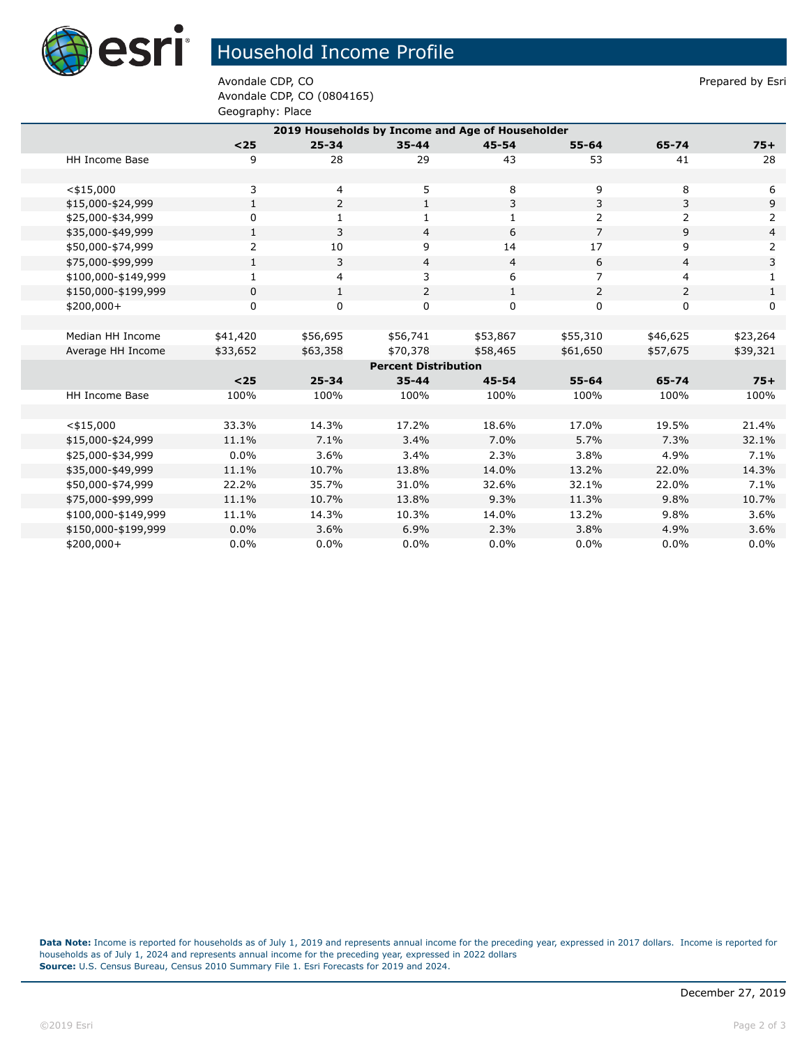# Household Income Profile

Avondale CDP, CO
Avondale CDP, CO (0804165)
Geography: Place

Prepared by Esri

| 2019 Households by Income and Age of Householder | | | | | | | |
|---|---|---|---|---|---|---|---|
| | <25 | 25-34 | 35-44 | 45-54 | 55-64 | 65-74 | 75+ |
| HH Income Base | 9 | 28 | 29 | 43 | 53 | 41 | 28 |
| | | | | | | | |
| <$15,000 | 3 | 4 | 5 | 8 | 9 | 8 | 6 |
| $15,000-$24,999 | 1 | 2 | 1 | 3 | 3 | 3 | 9 |
| $25,000-$34,999 | 0 | 1 | 1 | 1 | 2 | 2 | 2 |
| $35,000-$49,999 | 1 | 3 | 4 | 6 | 7 | 9 | 4 |
| $50,000-$74,999 | 2 | 10 | 9 | 14 | 17 | 9 | 2 |
| $75,000-$99,999 | 1 | 3 | 4 | 4 | 6 | 4 | 3 |
| $100,000-$149,999 | 1 | 4 | 3 | 6 | 7 | 4 | 1 |
| $150,000-$199,999 | 0 | 1 | 2 | 1 | 2 | 2 | 1 |
| $200,000+ | 0 | 0 | 0 | 0 | 0 | 0 | 0 |
| | | | | | | | |
| Median HH Income | $41,420 | $56,695 | $56,741 | $53,867 | $55,310 | $46,625 | $23,264 |
| Average HH Income | $33,652 | $63,358 | $70,378 | $58,465 | $61,650 | $57,675 | $39,321 |
| **Percent Distribution** | | | | | | | |
| | <25 | 25-34 | 35-44 | 45-54 | 55-64 | 65-74 | 75+ |
| HH Income Base | 100% | 100% | 100% | 100% | 100% | 100% | 100% |
| | | | | | | | |
| <$15,000 | 33.3% | 14.3% | 17.2% | 18.6% | 17.0% | 19.5% | 21.4% |
| $15,000-$24,999 | 11.1% | 7.1% | 3.4% | 7.0% | 5.7% | 7.3% | 32.1% |
| $25,000-$34,999 | 0.0% | 3.6% | 3.4% | 2.3% | 3.8% | 4.9% | 7.1% |
| $35,000-$49,999 | 11.1% | 10.7% | 13.8% | 14.0% | 13.2% | 22.0% | 14.3% |
| $50,000-$74,999 | 22.2% | 35.7% | 31.0% | 32.6% | 32.1% | 22.0% | 7.1% |
| $75,000-$99,999 | 11.1% | 10.7% | 13.8% | 9.3% | 11.3% | 9.8% | 10.7% |
| $100,000-$149,999 | 11.1% | 14.3% | 10.3% | 14.0% | 13.2% | 9.8% | 3.6% |
| $150,000-$199,999 | 0.0% | 3.6% | 6.9% | 2.3% | 3.8% | 4.9% | 3.6% |
| $200,000+ | 0.0% | 0.0% | 0.0% | 0.0% | 0.0% | 0.0% | 0.0% |

**Data Note:** Income is reported for households as of July 1, 2019 and represents annual income for the preceding year, expressed in 2017 dollars. Income is reported for households as of July 1, 2024 and represents annual income for the preceding year, expressed in 2022 dollars
**Source:** U.S. Census Bureau, Census 2010 Summary File 1. Esri Forecasts for 2019 and 2024.

December 27, 2019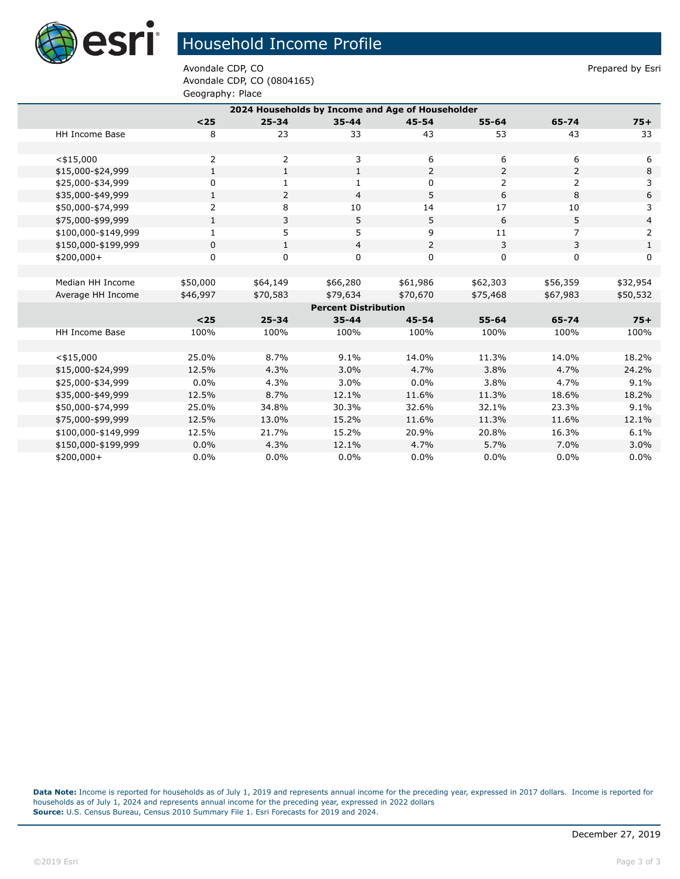# Household Income Profile

Avondale CDP, CO
Avondale CDP, CO (0804165)
Geography: Place

Prepared by Esri

| 2024 Households by Income and Age of Householder | | | | | | | |
|---|---|---|---|---|---|---|---|
| | **<25** | **25-34** | **35-44** | **45-54** | **55-64** | **65-74** | **75+** |
| HH Income Base | 8 | 23 | 33 | 43 | 53 | 43 | 33 |
| | | | | | | | |
| <$15,000 | 2 | 2 | 3 | 6 | 6 | 6 | 6 |
| $15,000-$24,999 | 1 | 1 | 1 | 2 | 2 | 2 | 8 |
| $25,000-$34,999 | 0 | 1 | 1 | 0 | 2 | 2 | 3 |
| $35,000-$49,999 | 1 | 2 | 4 | 5 | 6 | 8 | 6 |
| $50,000-$74,999 | 2 | 8 | 10 | 14 | 17 | 10 | 3 |
| $75,000-$99,999 | 1 | 3 | 5 | 5 | 6 | 5 | 4 |
| $100,000-$149,999 | 1 | 5 | 5 | 9 | 11 | 7 | 2 |
| $150,000-$199,999 | 0 | 1 | 4 | 2 | 3 | 3 | 1 |
| $200,000+ | 0 | 0 | 0 | 0 | 0 | 0 | 0 |
| | | | | | | | |
| Median HH Income | $50,000 | $64,149 | $66,280 | $61,986 | $62,303 | $56,359 | $32,954 |
| Average HH Income | $46,997 | $70,583 | $79,634 | $70,670 | $75,468 | $67,983 | $50,532 |
| **Percent Distribution** | | | | | | | |
| | **<25** | **25-34** | **35-44** | **45-54** | **55-64** | **65-74** | **75+** |
| HH Income Base | 100% | 100% | 100% | 100% | 100% | 100% | 100% |
| | | | | | | | |
| <$15,000 | 25.0% | 8.7% | 9.1% | 14.0% | 11.3% | 14.0% | 18.2% |
| $15,000-$24,999 | 12.5% | 4.3% | 3.0% | 4.7% | 3.8% | 4.7% | 24.2% |
| $25,000-$34,999 | 0.0% | 4.3% | 3.0% | 0.0% | 3.8% | 4.7% | 9.1% |
| $35,000-$49,999 | 12.5% | 8.7% | 12.1% | 11.6% | 11.3% | 18.6% | 18.2% |
| $50,000-$74,999 | 25.0% | 34.8% | 30.3% | 32.6% | 32.1% | 23.3% | 9.1% |
| $75,000-$99,999 | 12.5% | 13.0% | 15.2% | 11.6% | 11.3% | 11.6% | 12.1% |
| $100,000-$149,999 | 12.5% | 21.7% | 15.2% | 20.9% | 20.8% | 16.3% | 6.1% |
| $150,000-$199,999 | 0.0% | 4.3% | 12.1% | 4.7% | 5.7% | 7.0% | 3.0% |
| $200,000+ | 0.0% | 0.0% | 0.0% | 0.0% | 0.0% | 0.0% | 0.0% |

**Data Note:** Income is reported for households as of July 1, 2019 and represents annual income for the preceding year, expressed in 2017 dollars. Income is reported for households as of July 1, 2024 and represents annual income for the preceding year, expressed in 2022 dollars
**Source:** U.S. Census Bureau, Census 2010 Summary File 1. Esri Forecasts for 2019 and 2024.

December 27, 2019

©2019 Esri